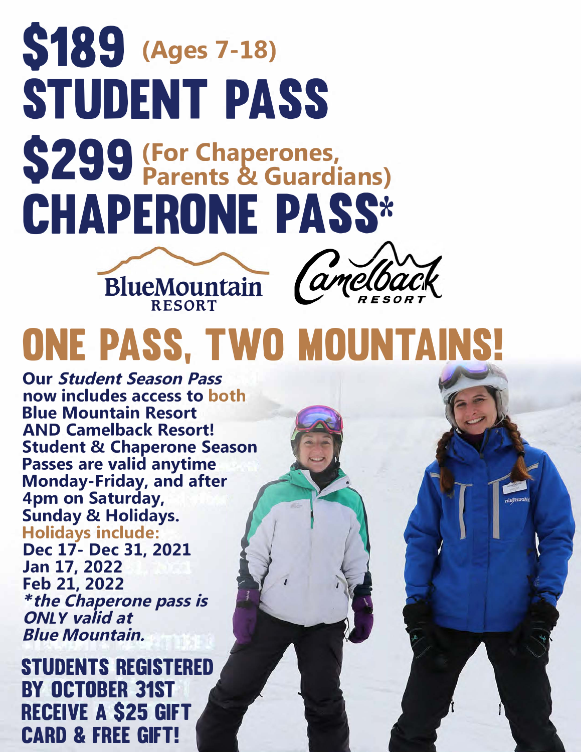# $189 (Ages 7-18)
# STUDENT PASS

# $299 (For Chaperones, Parents & Guardians)
# CHAPERONE PASS*

BlueMountain RESORT

Camelback RESORT

# ONE PASS, TWO MOUNTAINS!

**Our *Student Season Pass* now includes access to both Blue Mountain Resort AND Camelback Resort! Student & Chaperone Season Passes are valid anytime Monday-Friday, and after 4pm on Saturday, Sunday & Holidays.**

**Holidays include:**
**Dec 17- Dec 31, 2021**
**Jan 17, 2022**
**Feb 21, 2022**

***the Chaperone pass is ONLY valid at Blue Mountain.**

## STUDENTS REGISTERED BY OCTOBER 31ST RECEIVE A $25 GIFT CARD & FREE GIFT!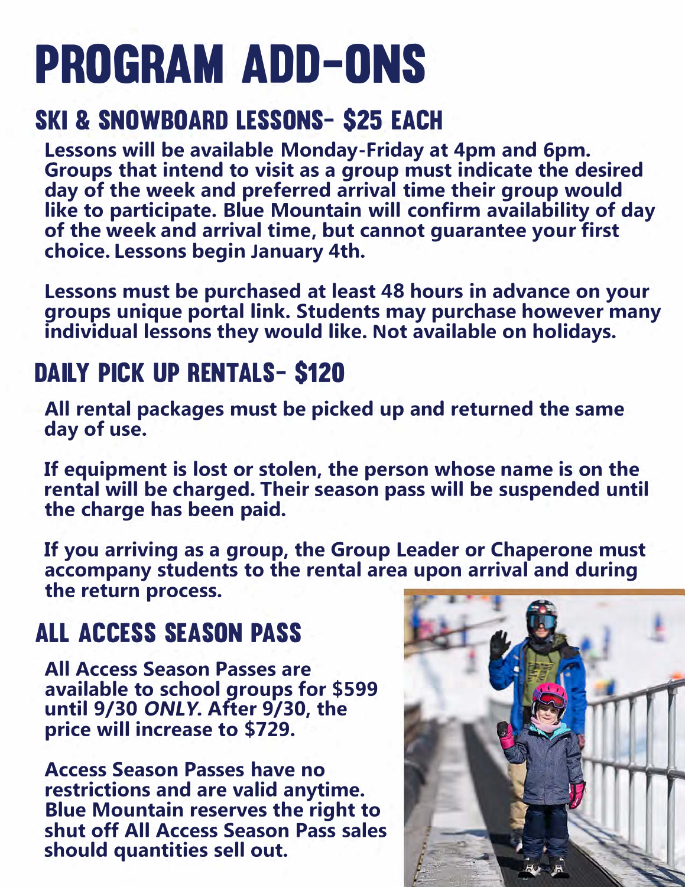# PROGRAM ADD-ONS

## SKI & SNOWBOARD LESSONS- $25 EACH

**Lessons will be available Monday-Friday at 4pm and 6pm. Groups that intend to visit as a group must indicate the desired day of the week and preferred arrival time their group would like to participate. Blue Mountain will confirm availability of day of the week and arrival time, but cannot guarantee your first choice. Lessons begin January 4th.**

**Lessons must be purchased at least 48 hours in advance on your groups unique portal link. Students may purchase however many individual lessons they would like. Not available on holidays.**

## DAILY PICK UP RENTALS- $120

**All rental packages must be picked up and returned the same day of use.**

**If equipment is lost or stolen, the person whose name is on the rental will be charged. Their season pass will be suspended until the charge has been paid.**

**If you arriving as a group, the Group Leader or Chaperone must accompany students to the rental area upon arrival and during the return process.**

## ALL ACCESS SEASON PASS

**All Access Season Passes are available to school groups for $599 until 9/30 *ONLY*. After 9/30, the price will increase to $729.**

**Access Season Passes have no restrictions and are valid anytime. Blue Mountain reserves the right to shut off All Access Season Pass sales should quantities sell out.**